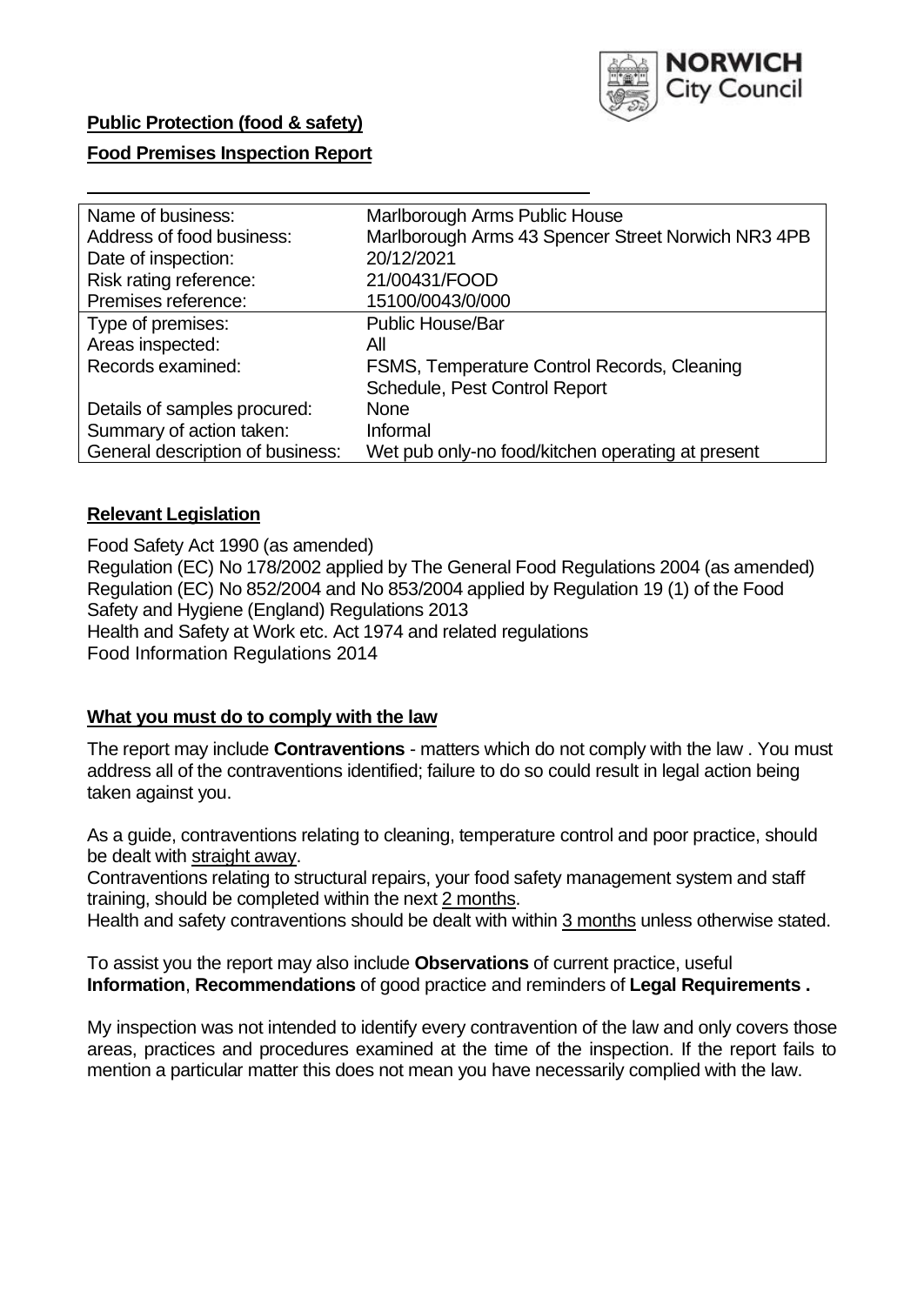**Public Protection (food & safety)**

**Food Premises Inspection Report**

| Name of business: | Marlborough Arms Public House |
|---|---|
| Address of food business: | Marlborough Arms 43 Spencer Street Norwich NR3 4PB |
| Date of inspection: | 20/12/2021 |
| Risk rating reference: | 21/00431/FOOD |
| Premises reference: | 15100/0043/0/000 |
| Type of premises: | Public House/Bar |
| Areas inspected: | All |
| Records examined: | FSMS, Temperature Control Records, Cleaning Schedule, Pest Control Report |
| Details of samples procured: | None |
| Summary of action taken: | Informal |
| General description of business: | Wet pub only-no food/kitchen operating at present |

## Relevant Legislation

Food Safety Act 1990 (as amended)
Regulation (EC) No 178/2002 applied by The General Food Regulations 2004 (as amended)
Regulation (EC) No 852/2004 and No 853/2004 applied by Regulation 19 (1) of the Food Safety and Hygiene (England) Regulations 2013
Health and Safety at Work etc. Act 1974 and related regulations
Food Information Regulations 2014

## What you must do to comply with the law

The report may include **Contraventions** - matters which do not comply with the law . You must address all of the contraventions identified; failure to do so could result in legal action being taken against you.

As a guide, contraventions relating to cleaning, temperature control and poor practice, should be dealt with straight away.

Contraventions relating to structural repairs, your food safety management system and staff training, should be completed within the next 2 months.

Health and safety contraventions should be dealt with within 3 months unless otherwise stated.

To assist you the report may also include **Observations** of current practice, useful **Information**, **Recommendations** of good practice and reminders of **Legal Requirements .**

My inspection was not intended to identify every contravention of the law and only covers those areas, practices and procedures examined at the time of the inspection. If the report fails to mention a particular matter this does not mean you have necessarily complied with the law.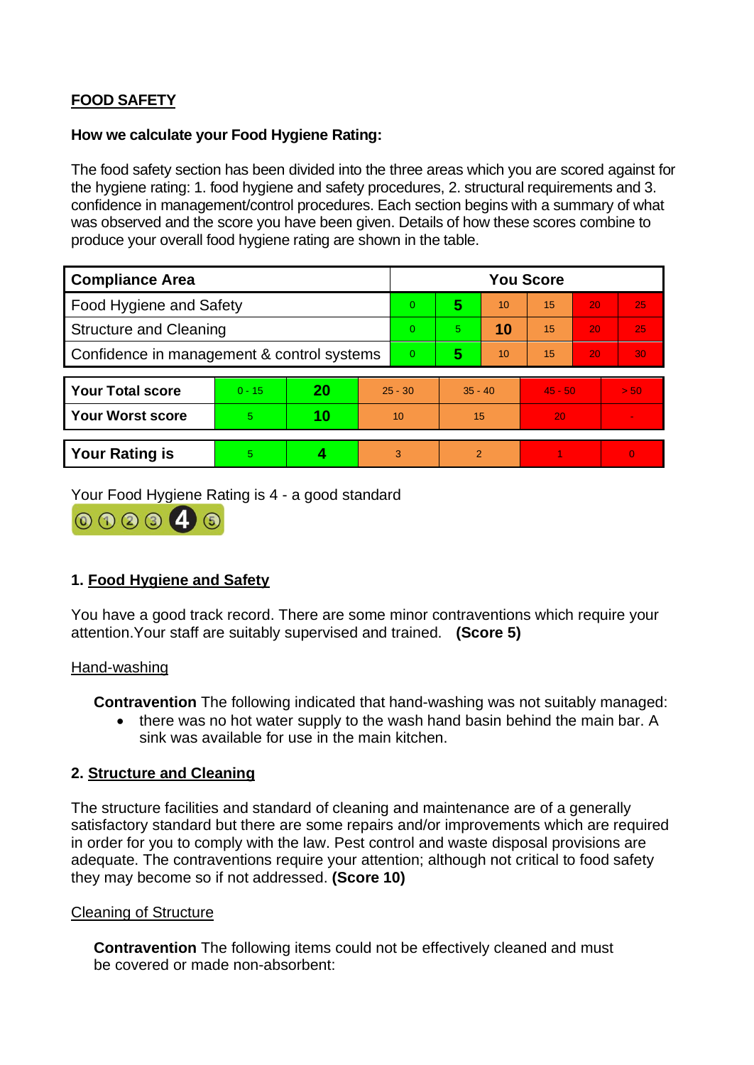## FOOD SAFETY

**How we calculate your Food Hygiene Rating:**

The food safety section has been divided into the three areas which you are scored against for the hygiene rating: 1. food hygiene and safety procedures, 2. structural requirements and 3. confidence in management/control procedures. Each section begins with a summary of what was observed and the score you have been given. Details of how these scores combine to produce your overall food hygiene rating are shown in the table.

| Compliance Area | You Score | | | | | |
|---|---|---|---|---|---|---|
| Food Hygiene and Safety | 0 | **5** | 10 | 15 | 20 | 25 |
| Structure and Cleaning | 0 | 5 | **10** | 15 | 20 | 25 |
| Confidence in management & control systems | 0 | **5** | 10 | 15 | 20 | 30 |

| | | | | | | |
|---|---|---|---|---|---|---|
| **Your Total score** | 0 - 15 | **20** | 25 - 30 | 35 - 40 | 45 - 50 | > 50 |
| **Your Worst score** | 5 | **10** | 10 | 15 | 20 | - |
| **Your Rating is** | 5 | **4** | 3 | 2 | 1 | 0 |

Your Food Hygiene Rating is 4 - a good standard

### 1. Food Hygiene and Safety

You have a good track record. There are some minor contraventions which require your attention.Your staff are suitably supervised and trained. **(Score 5)**

Hand-washing

**Contravention** The following indicated that hand-washing was not suitably managed:

- there was no hot water supply to the wash hand basin behind the main bar. A sink was available for use in the main kitchen.

### 2. Structure and Cleaning

The structure facilities and standard of cleaning and maintenance are of a generally satisfactory standard but there are some repairs and/or improvements which are required in order for you to comply with the law. Pest control and waste disposal provisions are adequate. The contraventions require your attention; although not critical to food safety they may become so if not addressed. **(Score 10)**

Cleaning of Structure

**Contravention** The following items could not be effectively cleaned and must be covered or made non-absorbent: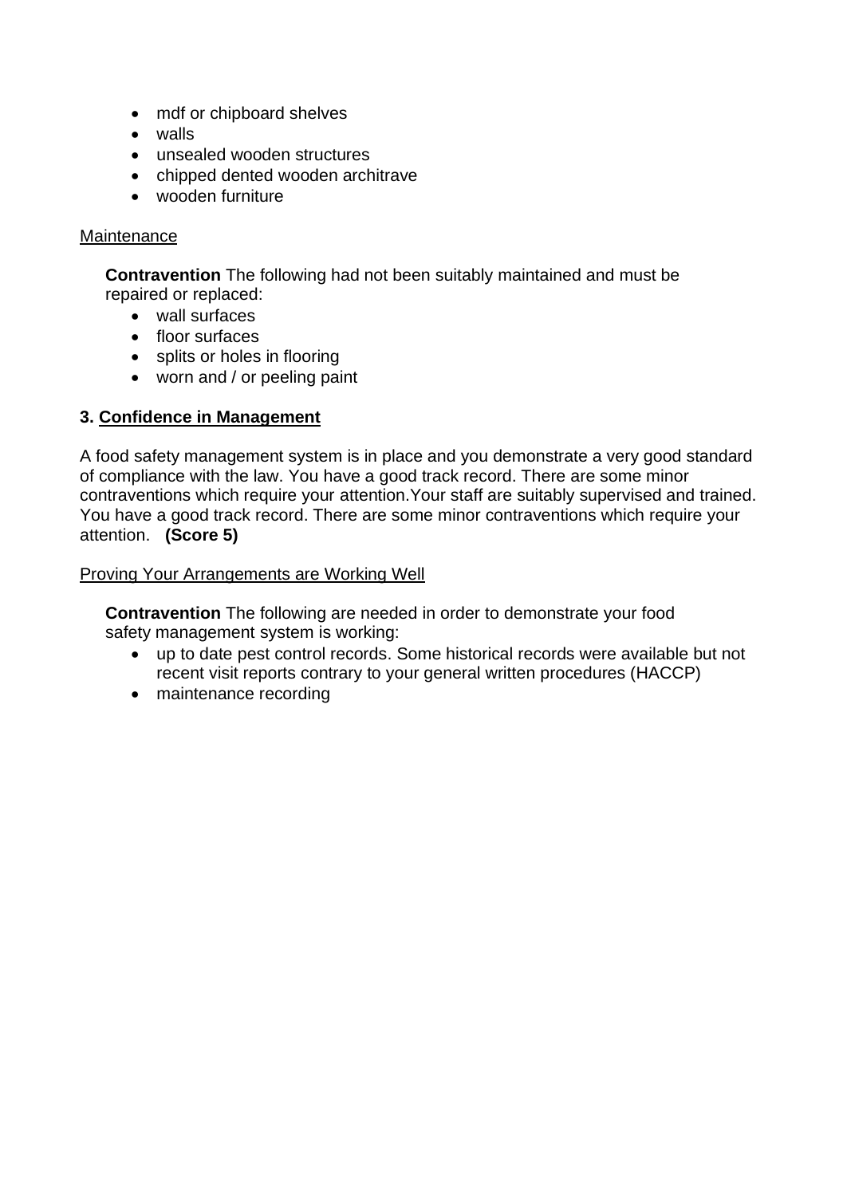- mdf or chipboard shelves
- walls
- unsealed wooden structures
- chipped dented wooden architrave
- wooden furniture

Maintenance

**Contravention** The following had not been suitably maintained and must be repaired or replaced:

- wall surfaces
- floor surfaces
- splits or holes in flooring
- worn and / or peeling paint

### 3. Confidence in Management

A food safety management system is in place and you demonstrate a very good standard of compliance with the law. You have a good track record. There are some minor contraventions which require your attention.Your staff are suitably supervised and trained. You have a good track record. There are some minor contraventions which require your attention. **(Score 5)**

Proving Your Arrangements are Working Well

**Contravention** The following are needed in order to demonstrate your food safety management system is working:

- up to date pest control records. Some historical records were available but not recent visit reports contrary to your general written procedures (HACCP)
- maintenance recording